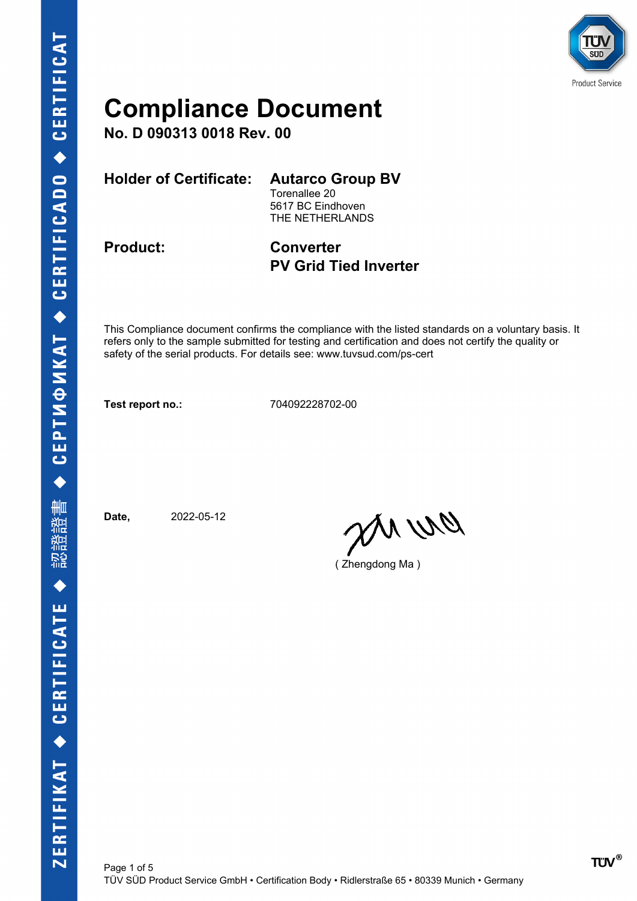# Compliance Document

**No. D 090313 0018 Rev. 00**

| | |
|---|---|
| **Holder of Certificate:** | **Autarco Group BV**<br>Torenallee 20<br>5617 BC Eindhoven<br>THE NETHERLANDS |
| **Product:** | **Converter**<br>**PV Grid Tied Inverter** |

This Compliance document confirms the compliance with the listed standards on a voluntary basis. It refers only to the sample submitted for testing and certification and does not certify the quality or safety of the serial products. For details see: www.tuvsud.com/ps-cert

**Test report no.:** 704092228702-00

**Date,** 2022-05-12

( Zhengdong Ma )

TÜV SÜD Product Service GmbH • Certification Body • Ridlerstraße 65 • 80339 Munich • Germany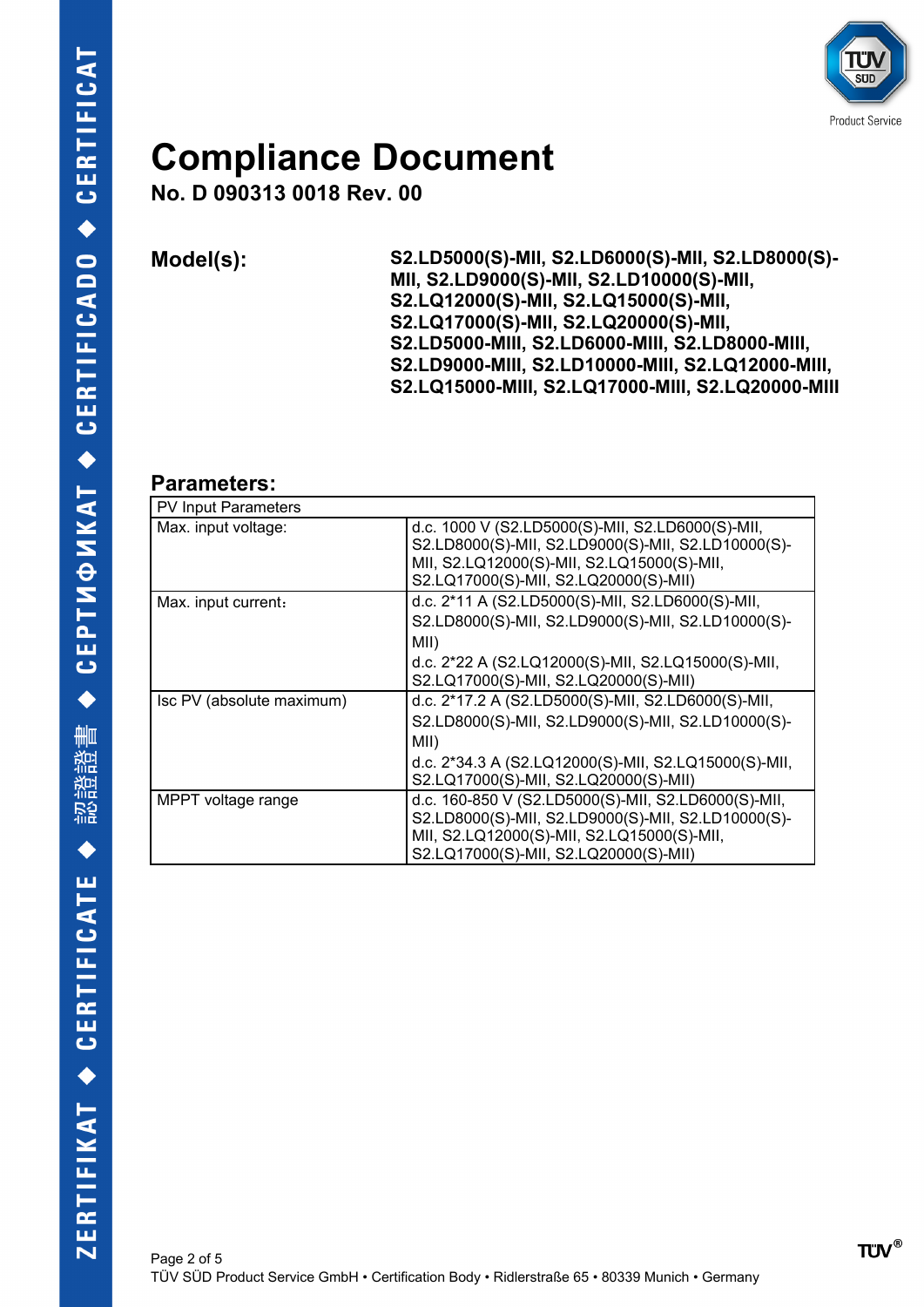# Compliance Document

**No. D 090313 0018 Rev. 00**

**Model(s):** **S2.LD5000(S)-MII, S2.LD6000(S)-MII, S2.LD8000(S)-MII, S2.LD9000(S)-MII, S2.LD10000(S)-MII, S2.LQ12000(S)-MII, S2.LQ15000(S)-MII, S2.LQ17000(S)-MII, S2.LQ20000(S)-MII, S2.LD5000-MIII, S2.LD6000-MIII, S2.LD8000-MIII, S2.LD9000-MIII, S2.LD10000-MIII, S2.LQ12000-MIII, S2.LQ15000-MIII, S2.LQ17000-MIII, S2.LQ20000-MIII**

## Parameters:

| PV Input Parameters | |
|---|---|
| Max. input voltage: | d.c. 1000 V (S2.LD5000(S)-MII, S2.LD6000(S)-MII, S2.LD8000(S)-MII, S2.LD9000(S)-MII, S2.LD10000(S)-MII, S2.LQ12000(S)-MII, S2.LQ15000(S)-MII, S2.LQ17000(S)-MII, S2.LQ20000(S)-MII) |
| Max. input current： | d.c. 2*11 A (S2.LD5000(S)-MII, S2.LD6000(S)-MII, S2.LD8000(S)-MII, S2.LD9000(S)-MII, S2.LD10000(S)-MII)<br>d.c. 2*22 A (S2.LQ12000(S)-MII, S2.LQ15000(S)-MII, S2.LQ17000(S)-MII, S2.LQ20000(S)-MII) |
| Isc PV (absolute maximum) | d.c. 2*17.2 A (S2.LD5000(S)-MII, S2.LD6000(S)-MII, S2.LD8000(S)-MII, S2.LD9000(S)-MII, S2.LD10000(S)-MII)<br>d.c. 2*34.3 A (S2.LQ12000(S)-MII, S2.LQ15000(S)-MII, S2.LQ17000(S)-MII, S2.LQ20000(S)-MII) |
| MPPT voltage range | d.c. 160-850 V (S2.LD5000(S)-MII, S2.LD6000(S)-MII, S2.LD8000(S)-MII, S2.LD9000(S)-MII, S2.LD10000(S)-MII, S2.LQ12000(S)-MII, S2.LQ15000(S)-MII, S2.LQ17000(S)-MII, S2.LQ20000(S)-MII) |

TÜV SÜD Product Service GmbH • Certification Body • Ridlerstraße 65 • 80339 Munich • Germany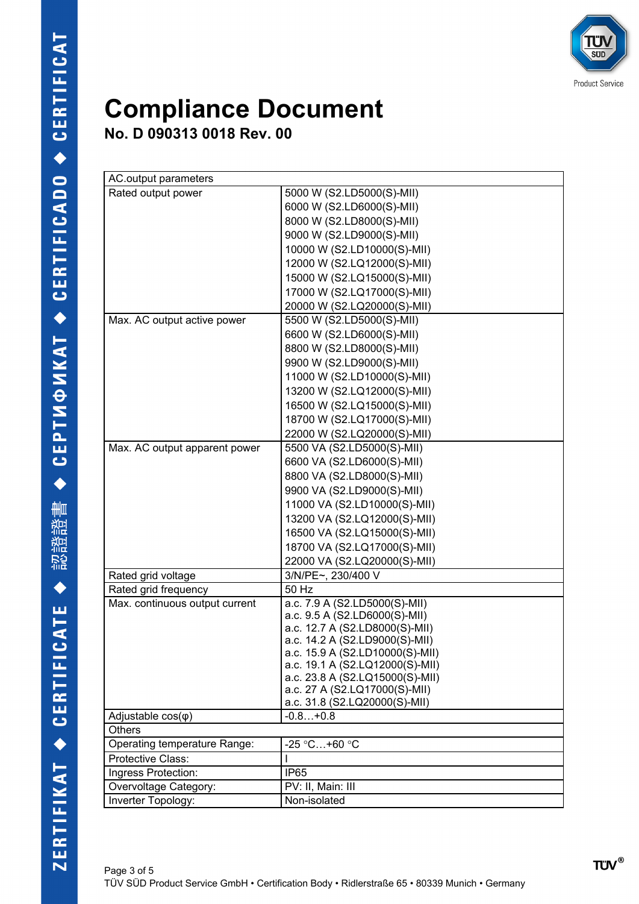# Compliance Document

**No. D 090313 0018 Rev. 00**

| AC.output parameters | |
|---|---|
| Rated output power | 5000 W (S2.LD5000(S)-MII)<br>6000 W (S2.LD6000(S)-MII)<br>8000 W (S2.LD8000(S)-MII)<br>9000 W (S2.LD9000(S)-MII)<br>10000 W (S2.LD10000(S)-MII)<br>12000 W (S2.LQ12000(S)-MII)<br>15000 W (S2.LQ15000(S)-MII)<br>17000 W (S2.LQ17000(S)-MII)<br>20000 W (S2.LQ20000(S)-MII) |
| Max. AC output active power | 5500 W (S2.LD5000(S)-MII)<br>6600 W (S2.LD6000(S)-MII)<br>8800 W (S2.LD8000(S)-MII)<br>9900 W (S2.LD9000(S)-MII)<br>11000 W (S2.LD10000(S)-MII)<br>13200 W (S2.LQ12000(S)-MII)<br>16500 W (S2.LQ15000(S)-MII)<br>18700 W (S2.LQ17000(S)-MII)<br>22000 W (S2.LQ20000(S)-MII) |
| Max. AC output apparent power | 5500 VA (S2.LD5000(S)-MII)<br>6600 VA (S2.LD6000(S)-MII)<br>8800 VA (S2.LD8000(S)-MII)<br>9900 VA (S2.LD9000(S)-MII)<br>11000 VA (S2.LD10000(S)-MII)<br>13200 VA (S2.LQ12000(S)-MII)<br>16500 VA (S2.LQ15000(S)-MII)<br>18700 VA (S2.LQ17000(S)-MII)<br>22000 VA (S2.LQ20000(S)-MII) |
| Rated grid voltage | 3/N/PE~, 230/400 V |
| Rated grid frequency | 50 Hz |
| Max. continuous output current | a.c. 7.9 A (S2.LD5000(S)-MII)<br>a.c. 9.5 A (S2.LD6000(S)-MII)<br>a.c. 12.7 A (S2.LD8000(S)-MII)<br>a.c. 14.2 A (S2.LD9000(S)-MII)<br>a.c. 15.9 A (S2.LD10000(S)-MII)<br>a.c. 19.1 A (S2.LQ12000(S)-MII)<br>a.c. 23.8 A (S2.LQ15000(S)-MII)<br>a.c. 27 A (S2.LQ17000(S)-MII)<br>a.c. 31.8 (S2.LQ20000(S)-MII) |
| Adjustable cos(φ) | -0.8…+0.8 |
| Others | |
| Operating temperature Range: | -25 °C…+60 °C |
| Protective Class: | I |
| Ingress Protection: | IP65 |
| Overvoltage Category: | PV: II, Main: III |
| Inverter Topology: | Non-isolated |

TÜV SÜD Product Service GmbH • Certification Body • Ridlerstraße 65 • 80339 Munich • Germany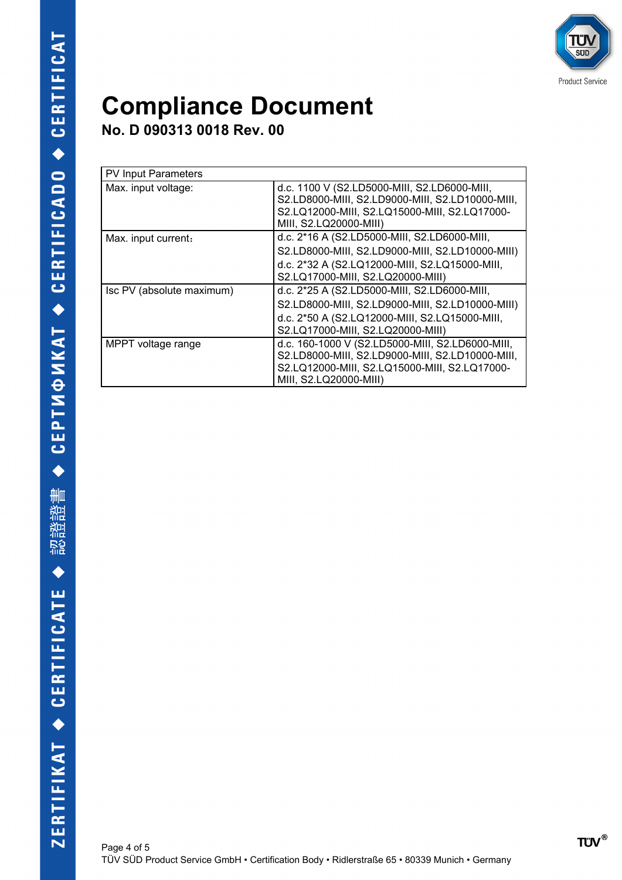# Compliance Document

## No. D 090313 0018 Rev. 00

| PV Input Parameters | |
|---|---|
| Max. input voltage: | d.c. 1100 V (S2.LD5000-MIII, S2.LD6000-MIII, S2.LD8000-MIII, S2.LD9000-MIII, S2.LD10000-MIII, S2.LQ12000-MIII, S2.LQ15000-MIII, S2.LQ17000-MIII, S2.LQ20000-MIII) |
| Max. input current： | d.c. 2*16 A (S2.LD5000-MIII, S2.LD6000-MIII, S2.LD8000-MIII, S2.LD9000-MIII, S2.LD10000-MIII) d.c. 2*32 A (S2.LQ12000-MIII, S2.LQ15000-MIII, S2.LQ17000-MIII, S2.LQ20000-MIII) |
| Isc PV (absolute maximum) | d.c. 2*25 A (S2.LD5000-MIII, S2.LD6000-MIII, S2.LD8000-MIII, S2.LD9000-MIII, S2.LD10000-MIII) d.c. 2*50 A (S2.LQ12000-MIII, S2.LQ15000-MIII, S2.LQ17000-MIII, S2.LQ20000-MIII) |
| MPPT voltage range | d.c. 160-1000 V (S2.LD5000-MIII, S2.LD6000-MIII, S2.LD8000-MIII, S2.LD9000-MIII, S2.LD10000-MIII, S2.LQ12000-MIII, S2.LQ15000-MIII, S2.LQ17000-MIII, S2.LQ20000-MIII) |

TÜV SÜD Product Service GmbH • Certification Body • Ridlerstraße 65 • 80339 Munich • Germany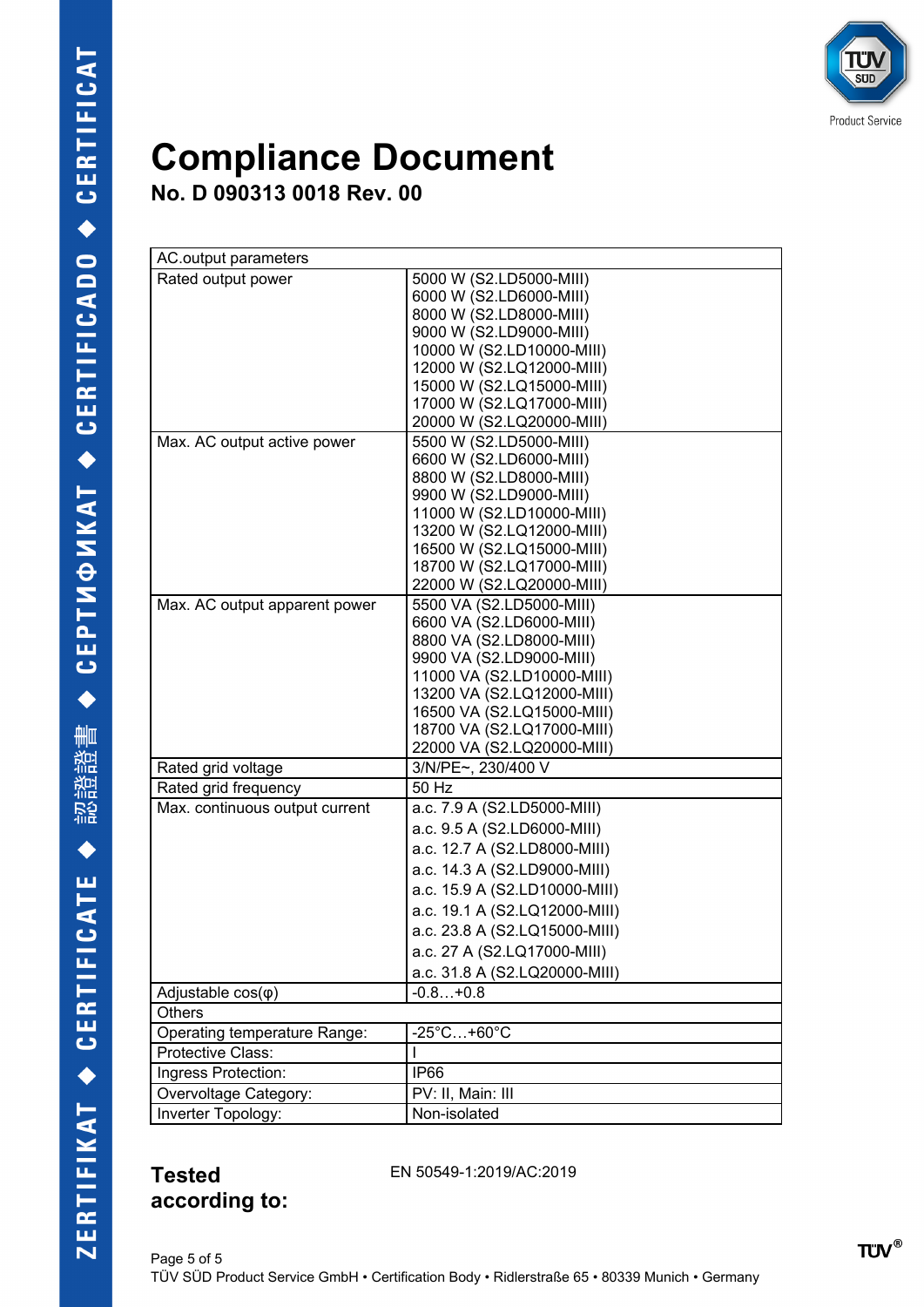# Compliance Document

## No. D 090313 0018 Rev. 00

| | |
|---|---|
| AC.output parameters | |
| Rated output power | 5000 W (S2.LD5000-MIII)<br>6000 W (S2.LD6000-MIII)<br>8000 W (S2.LD8000-MIII)<br>9000 W (S2.LD9000-MIII)<br>10000 W (S2.LD10000-MIII)<br>12000 W (S2.LQ12000-MIII)<br>15000 W (S2.LQ15000-MIII)<br>17000 W (S2.LQ17000-MIII)<br>20000 W (S2.LQ20000-MIII) |
| Max. AC output active power | 5500 W (S2.LD5000-MIII)<br>6600 W (S2.LD6000-MIII)<br>8800 W (S2.LD8000-MIII)<br>9900 W (S2.LD9000-MIII)<br>11000 W (S2.LD10000-MIII)<br>13200 W (S2.LQ12000-MIII)<br>16500 W (S2.LQ15000-MIII)<br>18700 W (S2.LQ17000-MIII)<br>22000 W (S2.LQ20000-MIII) |
| Max. AC output apparent power | 5500 VA (S2.LD5000-MIII)<br>6600 VA (S2.LD6000-MIII)<br>8800 VA (S2.LD8000-MIII)<br>9900 VA (S2.LD9000-MIII)<br>11000 VA (S2.LD10000-MIII)<br>13200 VA (S2.LQ12000-MIII)<br>16500 VA (S2.LQ15000-MIII)<br>18700 VA (S2.LQ17000-MIII)<br>22000 VA (S2.LQ20000-MIII) |
| Rated grid voltage | 3/N/PE~, 230/400 V |
| Rated grid frequency | 50 Hz |
| Max. continuous output current | a.c. 7.9 A (S2.LD5000-MIII)<br>a.c. 9.5 A (S2.LD6000-MIII)<br>a.c. 12.7 A (S2.LD8000-MIII)<br>a.c. 14.3 A (S2.LD9000-MIII)<br>a.c. 15.9 A (S2.LD10000-MIII)<br>a.c. 19.1 A (S2.LQ12000-MIII)<br>a.c. 23.8 A (S2.LQ15000-MIII)<br>a.c. 27 A (S2.LQ17000-MIII)<br>a.c. 31.8 A (S2.LQ20000-MIII) |
| Adjustable cos(φ) | -0.8…+0.8 |
| Others | |
| Operating temperature Range: | -25°C…+60°C |
| Protective Class: | I |
| Ingress Protection: | IP66 |
| Overvoltage Category: | PV: II, Main: III |
| Inverter Topology: | Non-isolated |

**Tested according to:** EN 50549-1:2019/AC:2019

TÜV SÜD Product Service GmbH • Certification Body • Ridlerstraße 65 • 80339 Munich • Germany